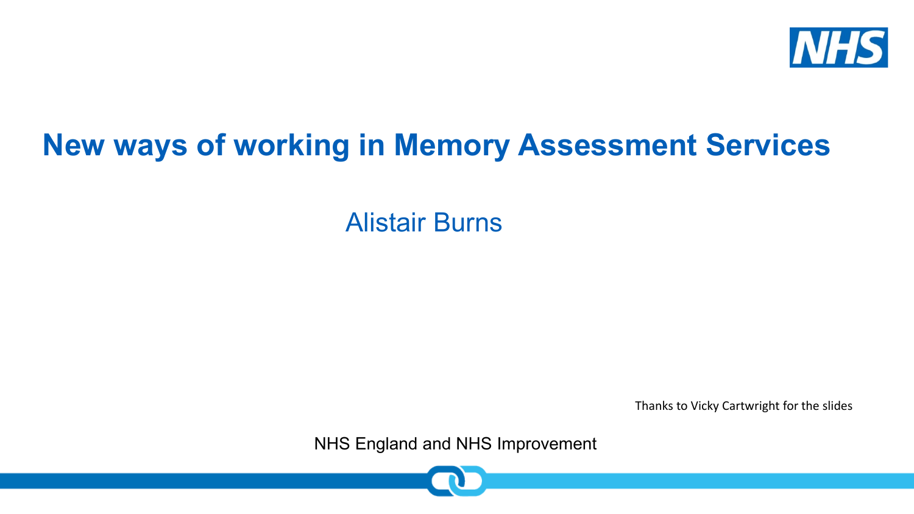# New ways of working in Memory Assessment Services

Alistair Burns

Thanks to Vicky Cartwright for the slides

NHS England and NHS Improvement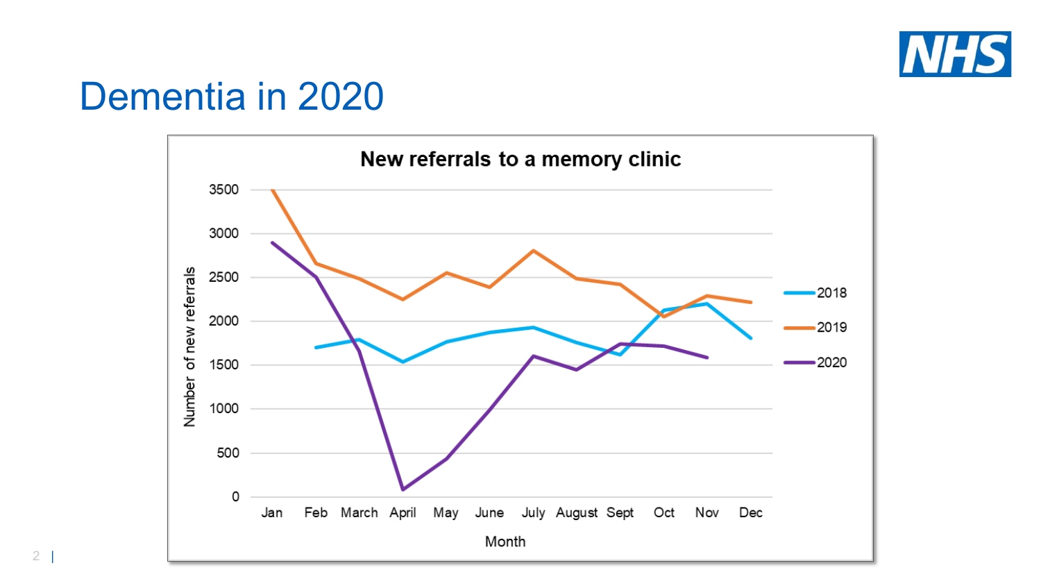# Dementia in 2020

**New referrals to a memory clinic**

Number of new referrals (y-axis: 0, 500, 1000, 1500, 2000, 2500, 3000, 3500)

Month (x-axis): Jan, Feb, March, April, May, June, July, August, Sept, Oct, Nov, Dec

Legend: 2018, 2019, 2020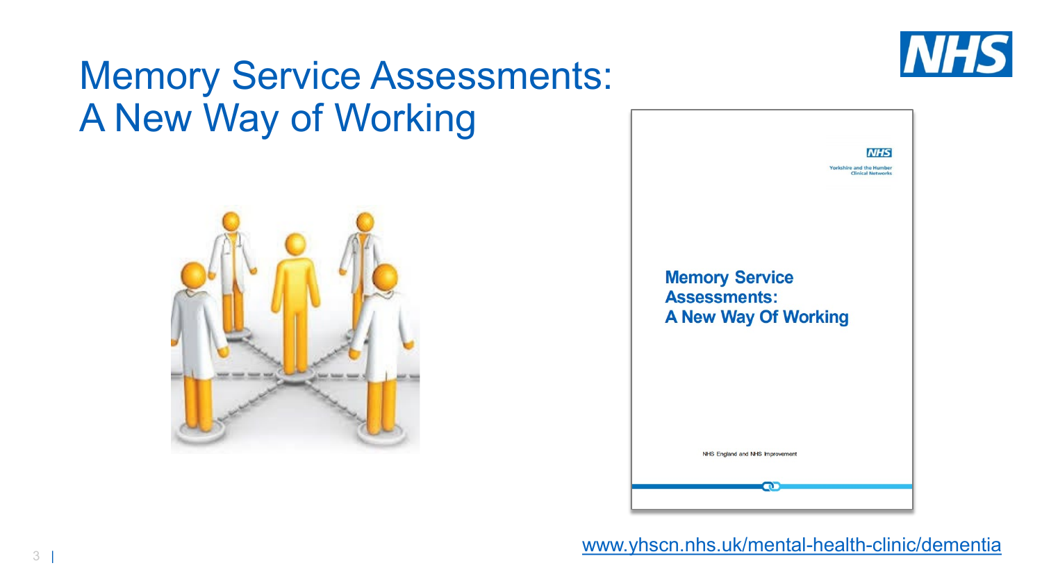# Memory Service Assessments: A New Way of Working

www.yhscn.nhs.uk/mental-health-clinic/dementia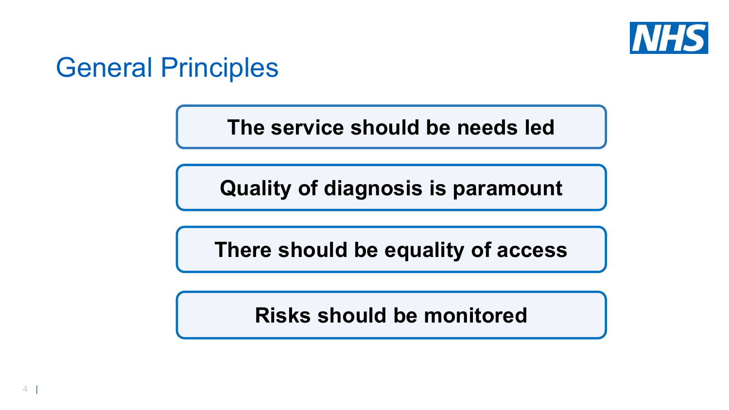# General Principles

**The service should be needs led**

**Quality of diagnosis is paramount**

**There should be equality of access**

**Risks should be monitored**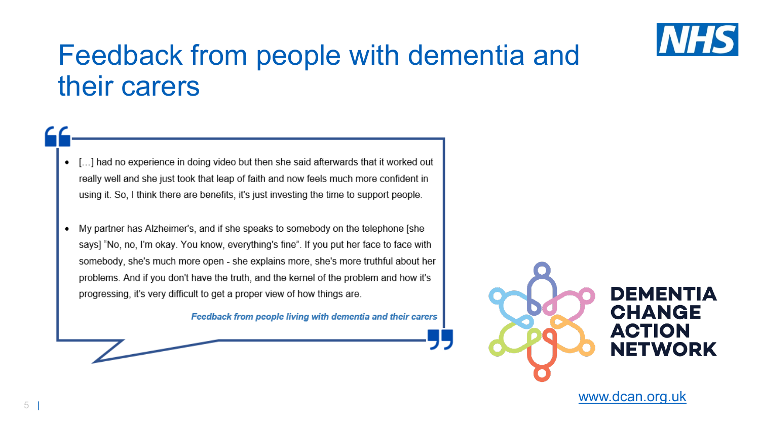# Feedback from people with dementia and their carers

- […] had no experience in doing video but then she said afterwards that it worked out really well and she just took that leap of faith and now feels much more confident in using it. So, I think there are benefits, it's just investing the time to support people.
- My partner has Alzheimer's, and if she speaks to somebody on the telephone [she says] "No, no, I'm okay. You know, everything's fine". If you put her face to face with somebody, she's much more open - she explains more, she's more truthful about her problems. And if you don't have the truth, and the kernel of the problem and how it's progressing, it's very difficult to get a proper view of how things are.

*Feedback from people living with dementia and their carers*

DEMENTIA CHANGE ACTION NETWORK

www.dcan.org.uk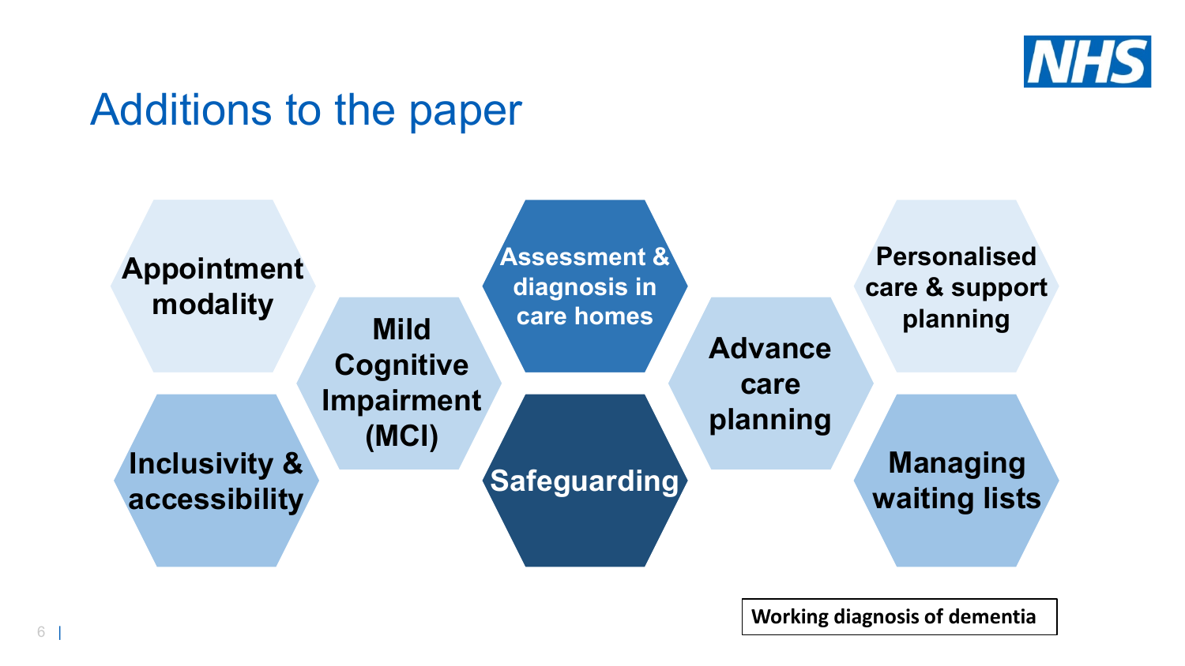# Additions to the paper

- Appointment modality
- Inclusivity & accessibility
- Mild Cognitive Impairment (MCI)
- Assessment & diagnosis in care homes
- Safeguarding
- Advance care planning
- Personalised care & support planning
- Managing waiting lists

Working diagnosis of dementia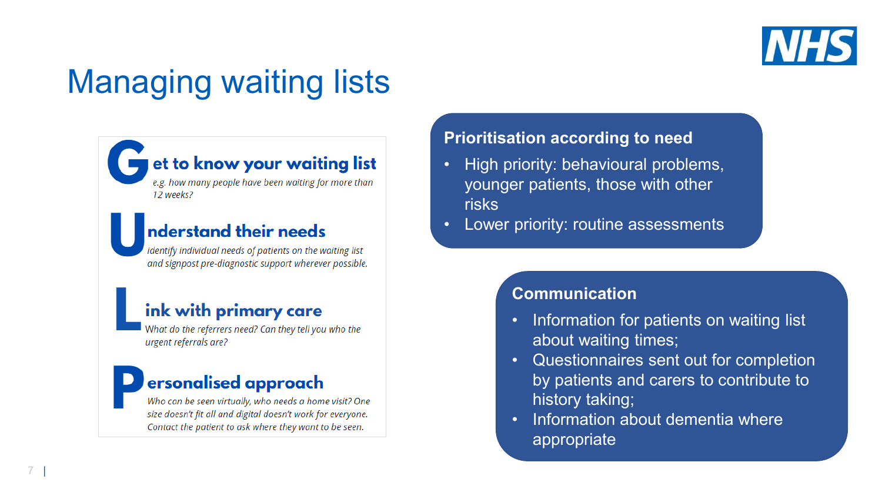# Managing waiting lists

**G**et to know your waiting list

*e.g. how many people have been waiting for more than 12 weeks?*

**U**nderstand their needs

*identify individual needs of patients on the waiting list and signpost pre-diagnostic support wherever possible.*

**L**ink with primary care

*What do the referrers need? Can they tell you who the urgent referrals are?*

**P**ersonalised approach

*Who can be seen virtually, who needs a home visit? One size doesn't fit all and digital doesn't work for everyone. Contact the patient to ask where they want to be seen.*

## Prioritisation according to need

- High priority: behavioural problems, younger patients, those with other risks
- Lower priority: routine assessments

## Communication

- Information for patients on waiting list about waiting times;
- Questionnaires sent out for completion by patients and carers to contribute to history taking;
- Information about dementia where appropriate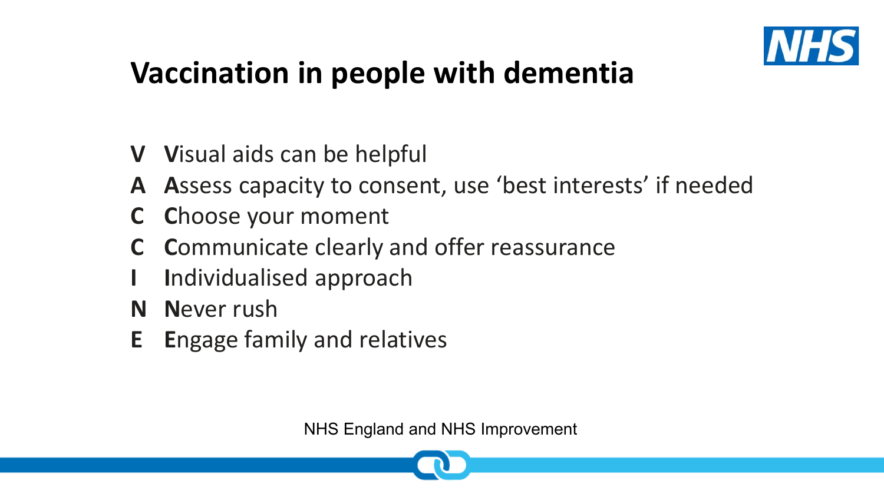# Vaccination in people with dementia

- **V** **V**isual aids can be helpful
- **A** **A**ssess capacity to consent, use 'best interests' if needed
- **C** **C**hoose your moment
- **C** **C**ommunicate clearly and offer reassurance
- **I** **I**ndividualised approach
- **N** **N**ever rush
- **E** **E**ngage family and relatives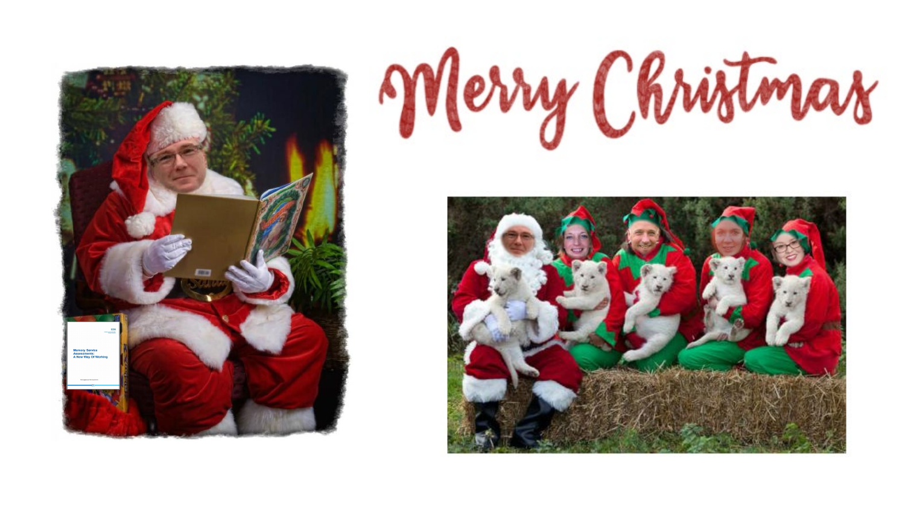# Merry Christmas